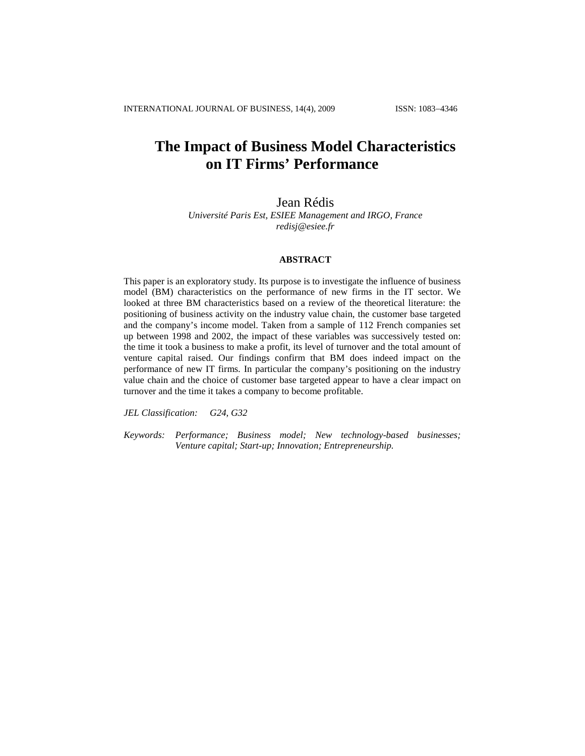# The Impact of Business Model Characteristics on IT Firms' Performance

Jean Rédis

*Université Paris Est, ESIEE Management and IRGO, France*
*redisj@esiee.fr*

## ABSTRACT

This paper is an exploratory study. Its purpose is to investigate the influence of business model (BM) characteristics on the performance of new firms in the IT sector. We looked at three BM characteristics based on a review of the theoretical literature: the positioning of business activity on the industry value chain, the customer base targeted and the company's income model. Taken from a sample of 112 French companies set up between 1998 and 2002, the impact of these variables was successively tested on: the time it took a business to make a profit, its level of turnover and the total amount of venture capital raised. Our findings confirm that BM does indeed impact on the performance of new IT firms. In particular the company's positioning on the industry value chain and the choice of customer base targeted appear to have a clear impact on turnover and the time it takes a company to become profitable.

*JEL Classification:* G24, G32

*Keywords:* Performance; Business model; New technology-based businesses; Venture capital; Start-up; Innovation; Entrepreneurship.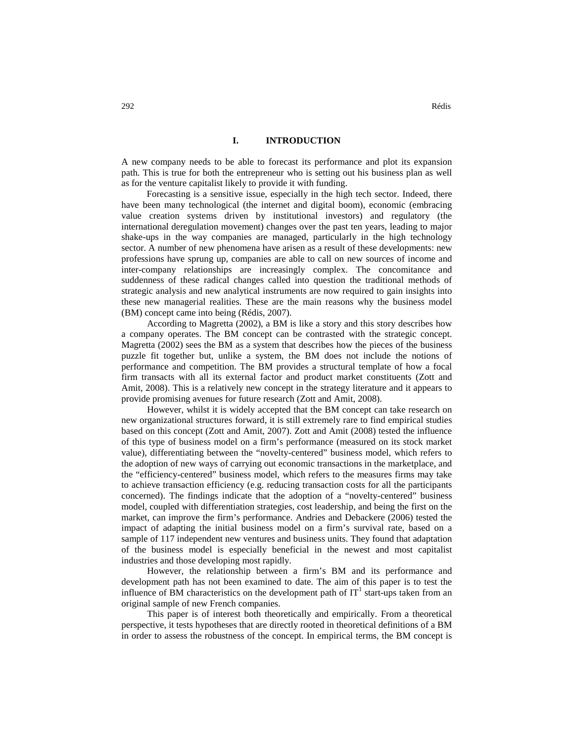# I. INTRODUCTION

A new company needs to be able to forecast its performance and plot its expansion path. This is true for both the entrepreneur who is setting out his business plan as well as for the venture capitalist likely to provide it with funding.

Forecasting is a sensitive issue, especially in the high tech sector. Indeed, there have been many technological (the internet and digital boom), economic (embracing value creation systems driven by institutional investors) and regulatory (the international deregulation movement) changes over the past ten years, leading to major shake-ups in the way companies are managed, particularly in the high technology sector. A number of new phenomena have arisen as a result of these developments: new professions have sprung up, companies are able to call on new sources of income and inter-company relationships are increasingly complex. The concomitance and suddenness of these radical changes called into question the traditional methods of strategic analysis and new analytical instruments are now required to gain insights into these new managerial realities. These are the main reasons why the business model (BM) concept came into being (Rédis, 2007).

According to Magretta (2002), a BM is like a story and this story describes how a company operates. The BM concept can be contrasted with the strategic concept. Magretta (2002) sees the BM as a system that describes how the pieces of the business puzzle fit together but, unlike a system, the BM does not include the notions of performance and competition. The BM provides a structural template of how a focal firm transacts with all its external factor and product market constituents (Zott and Amit, 2008). This is a relatively new concept in the strategy literature and it appears to provide promising avenues for future research (Zott and Amit, 2008).

However, whilst it is widely accepted that the BM concept can take research on new organizational structures forward, it is still extremely rare to find empirical studies based on this concept (Zott and Amit, 2007). Zott and Amit (2008) tested the influence of this type of business model on a firm's performance (measured on its stock market value), differentiating between the "novelty-centered" business model, which refers to the adoption of new ways of carrying out economic transactions in the marketplace, and the "efficiency-centered" business model, which refers to the measures firms may take to achieve transaction efficiency (e.g. reducing transaction costs for all the participants concerned). The findings indicate that the adoption of a "novelty-centered" business model, coupled with differentiation strategies, cost leadership, and being the first on the market, can improve the firm's performance. Andries and Debackere (2006) tested the impact of adapting the initial business model on a firm's survival rate, based on a sample of 117 independent new ventures and business units. They found that adaptation of the business model is especially beneficial in the newest and most capitalist industries and those developing most rapidly.

However, the relationship between a firm's BM and its performance and development path has not been examined to date. The aim of this paper is to test the influence of BM characteristics on the development path of IT[1] start-ups taken from an original sample of new French companies.

This paper is of interest both theoretically and empirically. From a theoretical perspective, it tests hypotheses that are directly rooted in theoretical definitions of a BM in order to assess the robustness of the concept. In empirical terms, the BM concept is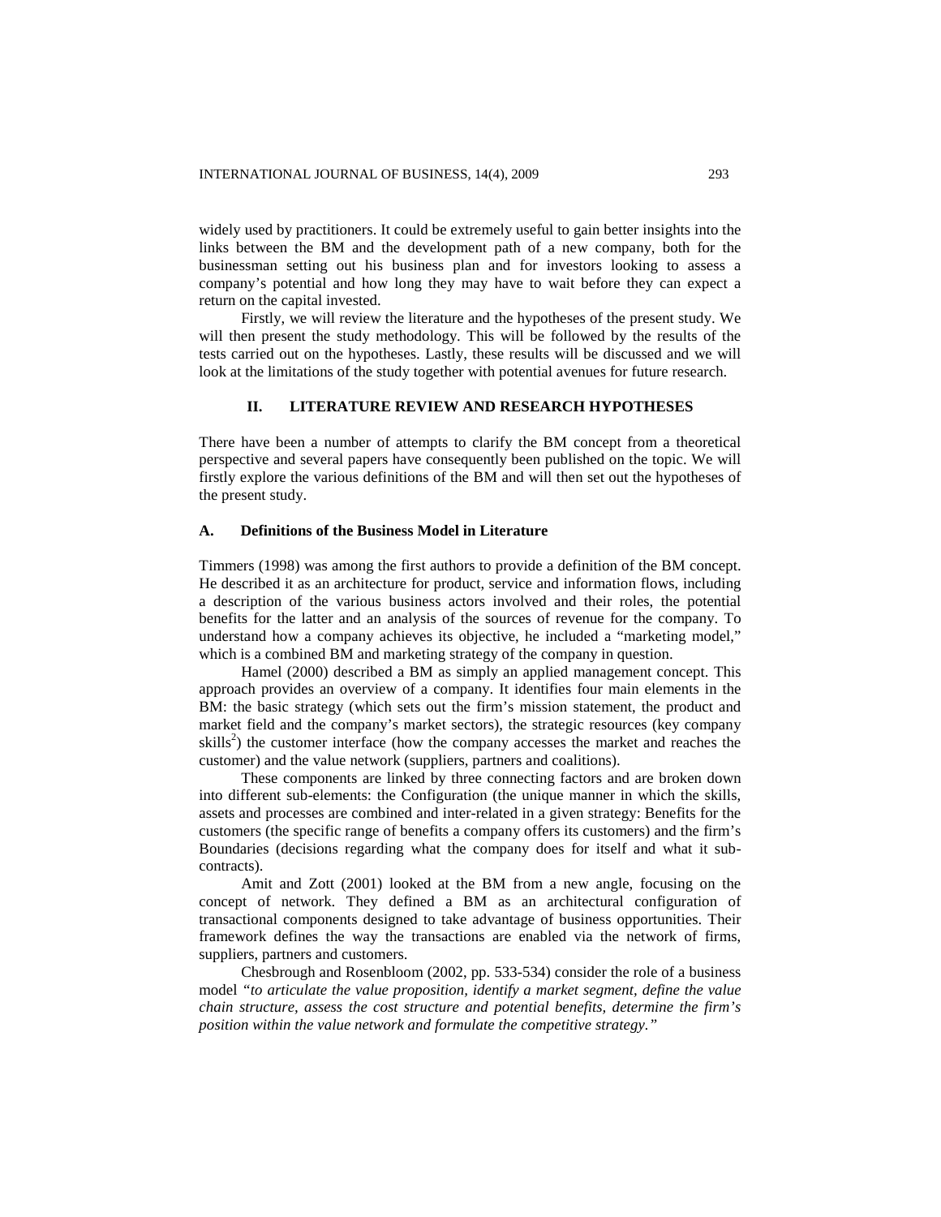widely used by practitioners. It could be extremely useful to gain better insights into the links between the BM and the development path of a new company, both for the businessman setting out his business plan and for investors looking to assess a company's potential and how long they may have to wait before they can expect a return on the capital invested.

Firstly, we will review the literature and the hypotheses of the present study. We will then present the study methodology. This will be followed by the results of the tests carried out on the hypotheses. Lastly, these results will be discussed and we will look at the limitations of the study together with potential avenues for future research.

## II. LITERATURE REVIEW AND RESEARCH HYPOTHESES

There have been a number of attempts to clarify the BM concept from a theoretical perspective and several papers have consequently been published on the topic. We will firstly explore the various definitions of the BM and will then set out the hypotheses of the present study.

### A. Definitions of the Business Model in Literature

Timmers (1998) was among the first authors to provide a definition of the BM concept. He described it as an architecture for product, service and information flows, including a description of the various business actors involved and their roles, the potential benefits for the latter and an analysis of the sources of revenue for the company. To understand how a company achieves its objective, he included a "marketing model," which is a combined BM and marketing strategy of the company in question.

Hamel (2000) described a BM as simply an applied management concept. This approach provides an overview of a company. It identifies four main elements in the BM: the basic strategy (which sets out the firm's mission statement, the product and market field and the company's market sectors), the strategic resources (key company skills[2]) the customer interface (how the company accesses the market and reaches the customer) and the value network (suppliers, partners and coalitions).

These components are linked by three connecting factors and are broken down into different sub-elements: the Configuration (the unique manner in which the skills, assets and processes are combined and inter-related in a given strategy: Benefits for the customers (the specific range of benefits a company offers its customers) and the firm's Boundaries (decisions regarding what the company does for itself and what it sub-contracts).

Amit and Zott (2001) looked at the BM from a new angle, focusing on the concept of network. They defined a BM as an architectural configuration of transactional components designed to take advantage of business opportunities. Their framework defines the way the transactions are enabled via the network of firms, suppliers, partners and customers.

Chesbrough and Rosenbloom (2002, pp. 533-534) consider the role of a business model *"to articulate the value proposition, identify a market segment, define the value chain structure, assess the cost structure and potential benefits, determine the firm's position within the value network and formulate the competitive strategy."*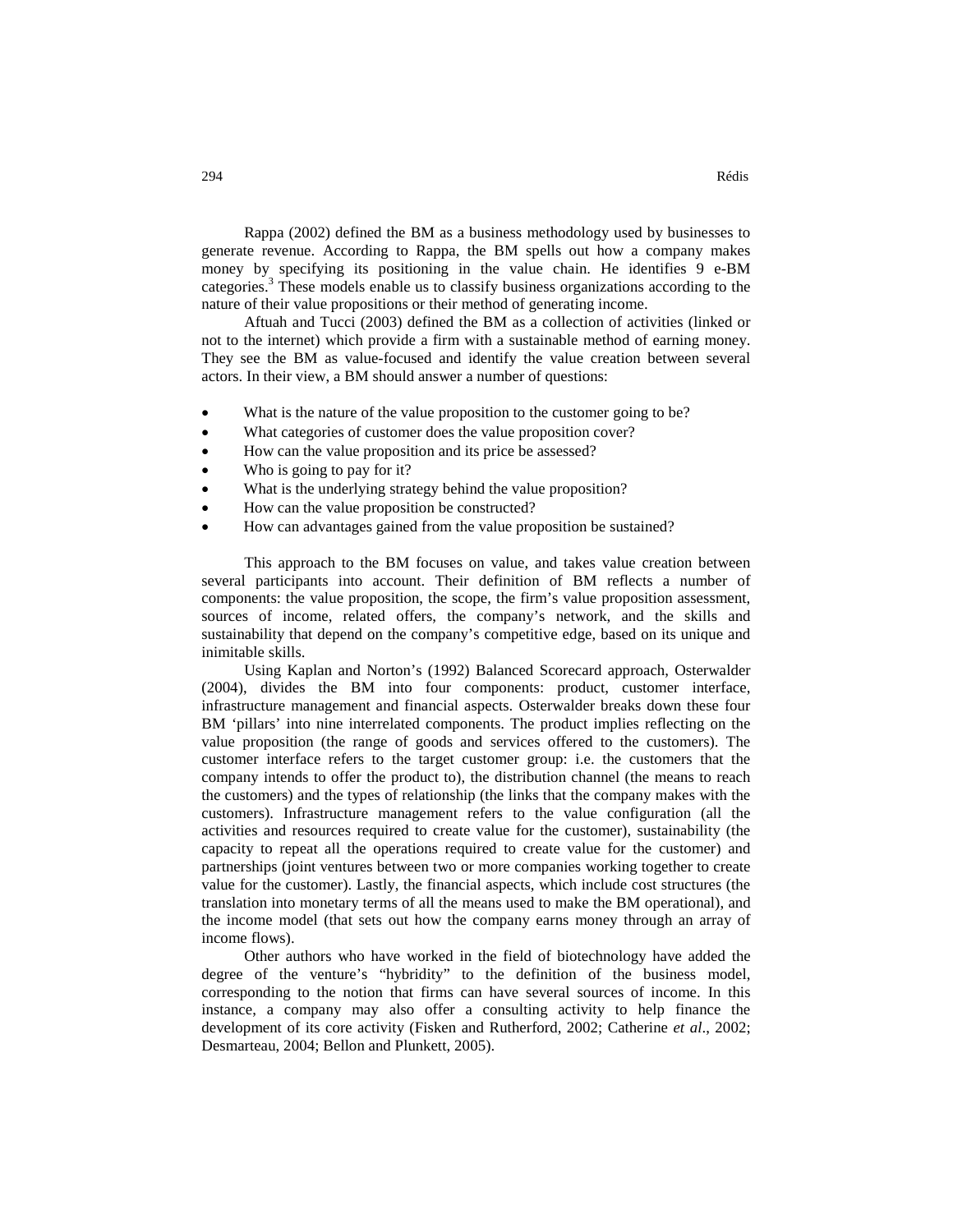Rappa (2002) defined the BM as a business methodology used by businesses to generate revenue. According to Rappa, the BM spells out how a company makes money by specifying its positioning in the value chain. He identifies 9 e-BM categories.[3] These models enable us to classify business organizations according to the nature of their value propositions or their method of generating income.

Aftuah and Tucci (2003) defined the BM as a collection of activities (linked or not to the internet) which provide a firm with a sustainable method of earning money. They see the BM as value-focused and identify the value creation between several actors. In their view, a BM should answer a number of questions:

- What is the nature of the value proposition to the customer going to be?
- What categories of customer does the value proposition cover?
- How can the value proposition and its price be assessed?
- Who is going to pay for it?
- What is the underlying strategy behind the value proposition?
- How can the value proposition be constructed?
- How can advantages gained from the value proposition be sustained?

This approach to the BM focuses on value, and takes value creation between several participants into account. Their definition of BM reflects a number of components: the value proposition, the scope, the firm's value proposition assessment, sources of income, related offers, the company's network, and the skills and sustainability that depend on the company's competitive edge, based on its unique and inimitable skills.

Using Kaplan and Norton's (1992) Balanced Scorecard approach, Osterwalder (2004), divides the BM into four components: product, customer interface, infrastructure management and financial aspects. Osterwalder breaks down these four BM 'pillars' into nine interrelated components. The product implies reflecting on the value proposition (the range of goods and services offered to the customers). The customer interface refers to the target customer group: i.e. the customers that the company intends to offer the product to), the distribution channel (the means to reach the customers) and the types of relationship (the links that the company makes with the customers). Infrastructure management refers to the value configuration (all the activities and resources required to create value for the customer), sustainability (the capacity to repeat all the operations required to create value for the customer) and partnerships (joint ventures between two or more companies working together to create value for the customer). Lastly, the financial aspects, which include cost structures (the translation into monetary terms of all the means used to make the BM operational), and the income model (that sets out how the company earns money through an array of income flows).

Other authors who have worked in the field of biotechnology have added the degree of the venture's "hybridity" to the definition of the business model, corresponding to the notion that firms can have several sources of income. In this instance, a company may also offer a consulting activity to help finance the development of its core activity (Fisken and Rutherford, 2002; Catherine *et al*., 2002; Desmarteau, 2004; Bellon and Plunkett, 2005).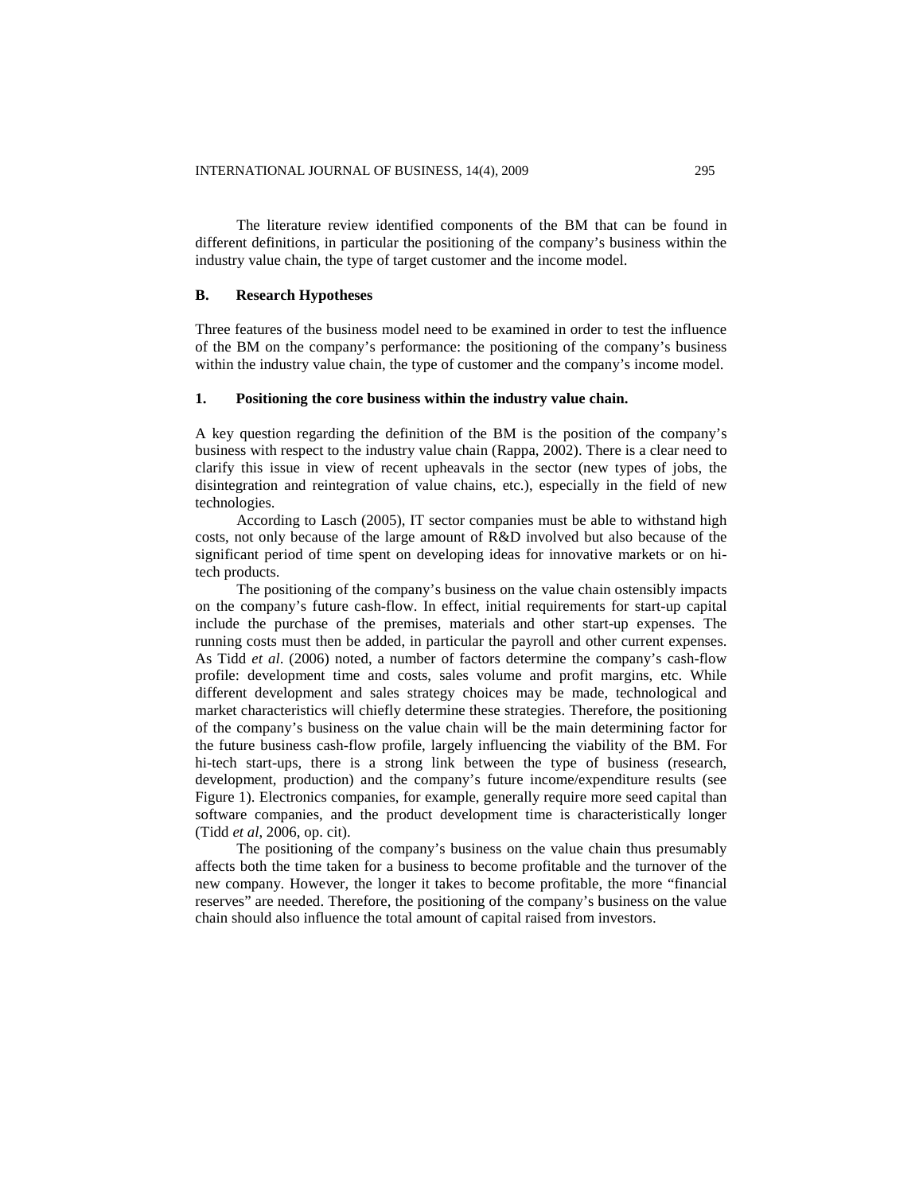The literature review identified components of the BM that can be found in different definitions, in particular the positioning of the company's business within the industry value chain, the type of target customer and the income model.

## B. Research Hypotheses

Three features of the business model need to be examined in order to test the influence of the BM on the company's performance: the positioning of the company's business within the industry value chain, the type of customer and the company's income model.

### 1. Positioning the core business within the industry value chain.

A key question regarding the definition of the BM is the position of the company's business with respect to the industry value chain (Rappa, 2002). There is a clear need to clarify this issue in view of recent upheavals in the sector (new types of jobs, the disintegration and reintegration of value chains, etc.), especially in the field of new technologies.

According to Lasch (2005), IT sector companies must be able to withstand high costs, not only because of the large amount of R&D involved but also because of the significant period of time spent on developing ideas for innovative markets or on hi-tech products.

The positioning of the company's business on the value chain ostensibly impacts on the company's future cash-flow. In effect, initial requirements for start-up capital include the purchase of the premises, materials and other start-up expenses. The running costs must then be added, in particular the payroll and other current expenses. As Tidd *et al*. (2006) noted, a number of factors determine the company's cash-flow profile: development time and costs, sales volume and profit margins, etc. While different development and sales strategy choices may be made, technological and market characteristics will chiefly determine these strategies. Therefore, the positioning of the company's business on the value chain will be the main determining factor for the future business cash-flow profile, largely influencing the viability of the BM. For hi-tech start-ups, there is a strong link between the type of business (research, development, production) and the company's future income/expenditure results (see Figure 1). Electronics companies, for example, generally require more seed capital than software companies, and the product development time is characteristically longer (Tidd *et al*, 2006, op. cit).

The positioning of the company's business on the value chain thus presumably affects both the time taken for a business to become profitable and the turnover of the new company. However, the longer it takes to become profitable, the more "financial reserves" are needed. Therefore, the positioning of the company's business on the value chain should also influence the total amount of capital raised from investors.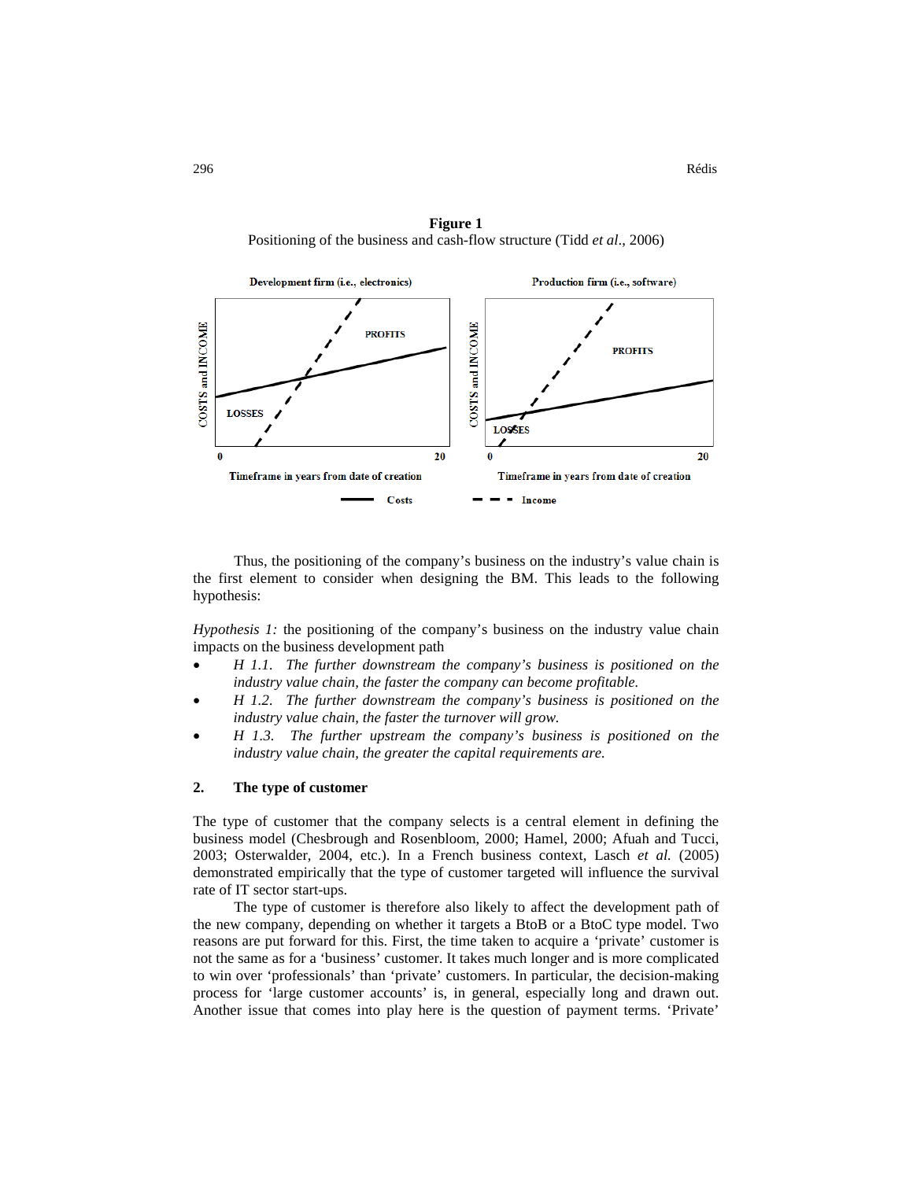**Figure 1**
Positioning of the business and cash-flow structure (Tidd *et al*., 2006)

Thus, the positioning of the company's business on the industry's value chain is the first element to consider when designing the BM. This leads to the following hypothesis:

*Hypothesis 1:* the positioning of the company's business on the industry value chain impacts on the business development path

- *H 1.1. The further downstream the company's business is positioned on the industry value chain, the faster the company can become profitable.*
- *H 1.2. The further downstream the company's business is positioned on the industry value chain, the faster the turnover will grow.*
- *H 1.3. The further upstream the company's business is positioned on the industry value chain, the greater the capital requirements are.*

## 2. The type of customer

The type of customer that the company selects is a central element in defining the business model (Chesbrough and Rosenbloom, 2000; Hamel, 2000; Afuah and Tucci, 2003; Osterwalder, 2004, etc.). In a French business context, Lasch *et al.* (2005) demonstrated empirically that the type of customer targeted will influence the survival rate of IT sector start-ups.

The type of customer is therefore also likely to affect the development path of the new company, depending on whether it targets a BtoB or a BtoC type model. Two reasons are put forward for this. First, the time taken to acquire a 'private' customer is not the same as for a 'business' customer. It takes much longer and is more complicated to win over 'professionals' than 'private' customers. In particular, the decision-making process for 'large customer accounts' is, in general, especially long and drawn out. Another issue that comes into play here is the question of payment terms. 'Private'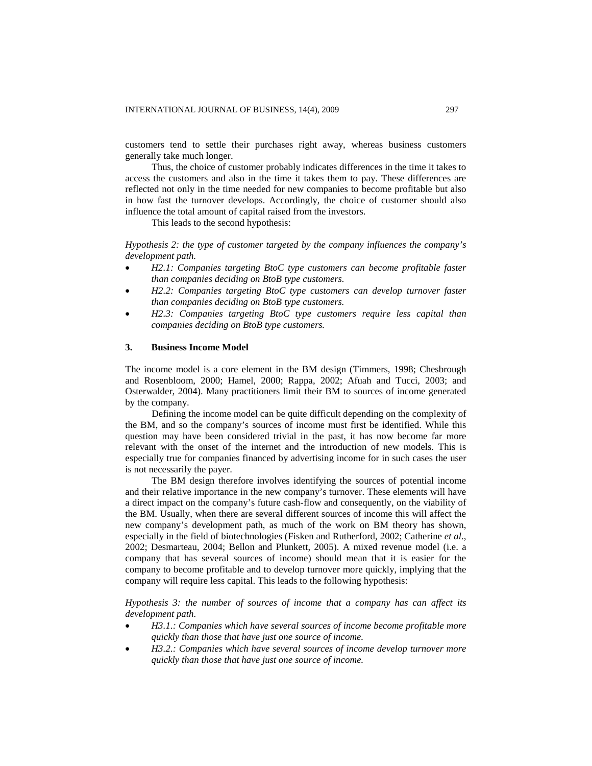customers tend to settle their purchases right away, whereas business customers generally take much longer.

Thus, the choice of customer probably indicates differences in the time it takes to access the customers and also in the time it takes them to pay. These differences are reflected not only in the time needed for new companies to become profitable but also in how fast the turnover develops. Accordingly, the choice of customer should also influence the total amount of capital raised from the investors.

This leads to the second hypothesis:

*Hypothesis 2: the type of customer targeted by the company influences the company's development path.*

- *H2.1: Companies targeting BtoC type customers can become profitable faster than companies deciding on BtoB type customers.*
- *H2.2: Companies targeting BtoC type customers can develop turnover faster than companies deciding on BtoB type customers.*
- *H2.3: Companies targeting BtoC type customers require less capital than companies deciding on BtoB type customers.*

## 3. Business Income Model

The income model is a core element in the BM design (Timmers, 1998; Chesbrough and Rosenbloom, 2000; Hamel, 2000; Rappa, 2002; Afuah and Tucci, 2003; and Osterwalder, 2004). Many practitioners limit their BM to sources of income generated by the company.

Defining the income model can be quite difficult depending on the complexity of the BM, and so the company's sources of income must first be identified. While this question may have been considered trivial in the past, it has now become far more relevant with the onset of the internet and the introduction of new models. This is especially true for companies financed by advertising income for in such cases the user is not necessarily the payer.

The BM design therefore involves identifying the sources of potential income and their relative importance in the new company's turnover. These elements will have a direct impact on the company's future cash-flow and consequently, on the viability of the BM. Usually, when there are several different sources of income this will affect the new company's development path, as much of the work on BM theory has shown, especially in the field of biotechnologies (Fisken and Rutherford, 2002; Catherine *et al*., 2002; Desmarteau, 2004; Bellon and Plunkett, 2005). A mixed revenue model (i.e. a company that has several sources of income) should mean that it is easier for the company to become profitable and to develop turnover more quickly, implying that the company will require less capital. This leads to the following hypothesis:

*Hypothesis 3: the number of sources of income that a company has can affect its development path.*

- *H3.1.: Companies which have several sources of income become profitable more quickly than those that have just one source of income.*
- *H3.2.: Companies which have several sources of income develop turnover more quickly than those that have just one source of income.*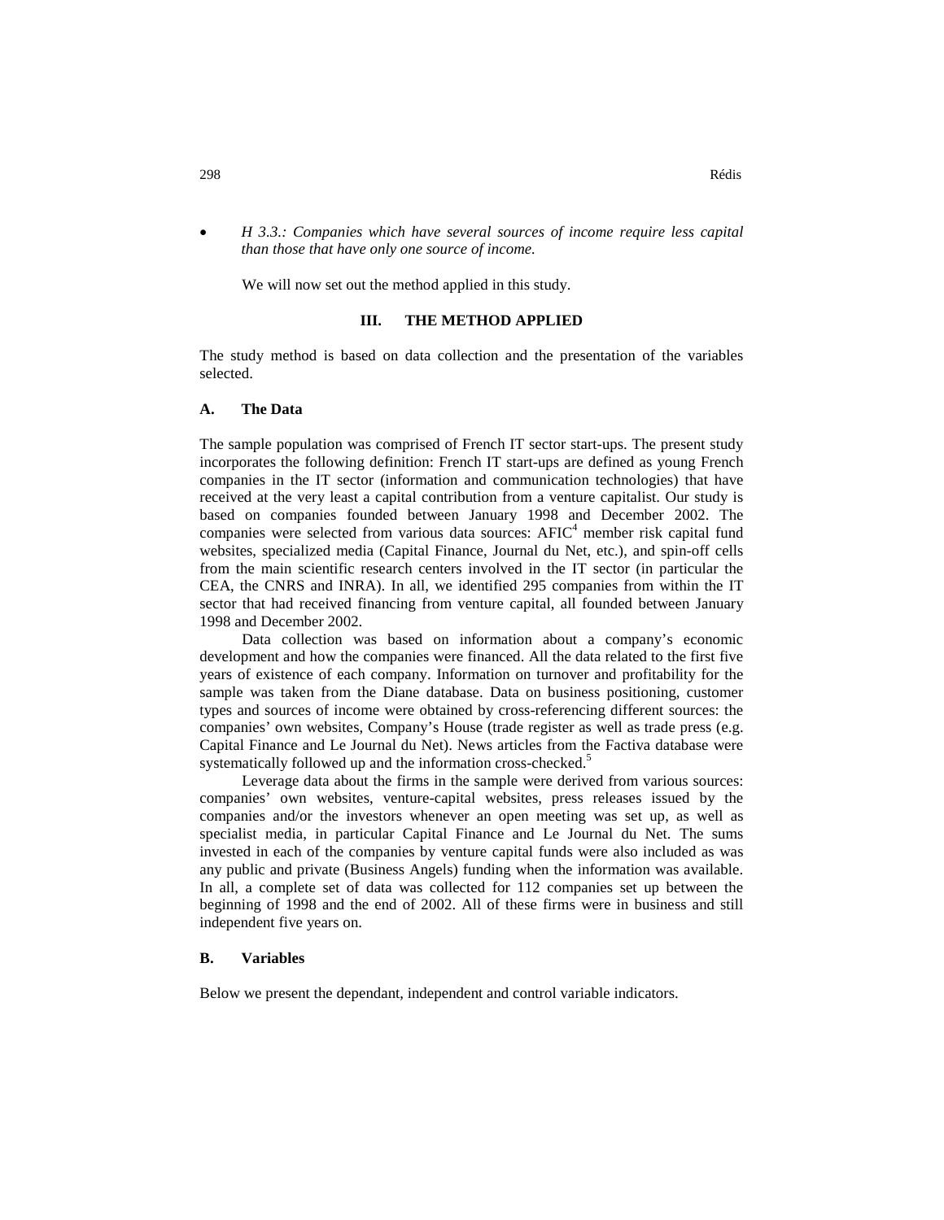- *H 3.3.: Companies which have several sources of income require less capital than those that have only one source of income.*

We will now set out the method applied in this study.

## III. THE METHOD APPLIED

The study method is based on data collection and the presentation of the variables selected.

### A. The Data

The sample population was comprised of French IT sector start-ups. The present study incorporates the following definition: French IT start-ups are defined as young French companies in the IT sector (information and communication technologies) that have received at the very least a capital contribution from a venture capitalist. Our study is based on companies founded between January 1998 and December 2002. The companies were selected from various data sources: AFIC[4] member risk capital fund websites, specialized media (Capital Finance, Journal du Net, etc.), and spin-off cells from the main scientific research centers involved in the IT sector (in particular the CEA, the CNRS and INRA). In all, we identified 295 companies from within the IT sector that had received financing from venture capital, all founded between January 1998 and December 2002.

Data collection was based on information about a company's economic development and how the companies were financed. All the data related to the first five years of existence of each company. Information on turnover and profitability for the sample was taken from the Diane database. Data on business positioning, customer types and sources of income were obtained by cross-referencing different sources: the companies' own websites, Company's House (trade register as well as trade press (e.g. Capital Finance and Le Journal du Net). News articles from the Factiva database were systematically followed up and the information cross-checked.[5]

Leverage data about the firms in the sample were derived from various sources: companies' own websites, venture-capital websites, press releases issued by the companies and/or the investors whenever an open meeting was set up, as well as specialist media, in particular Capital Finance and Le Journal du Net. The sums invested in each of the companies by venture capital funds were also included as was any public and private (Business Angels) funding when the information was available. In all, a complete set of data was collected for 112 companies set up between the beginning of 1998 and the end of 2002. All of these firms were in business and still independent five years on.

### B. Variables

Below we present the dependant, independent and control variable indicators.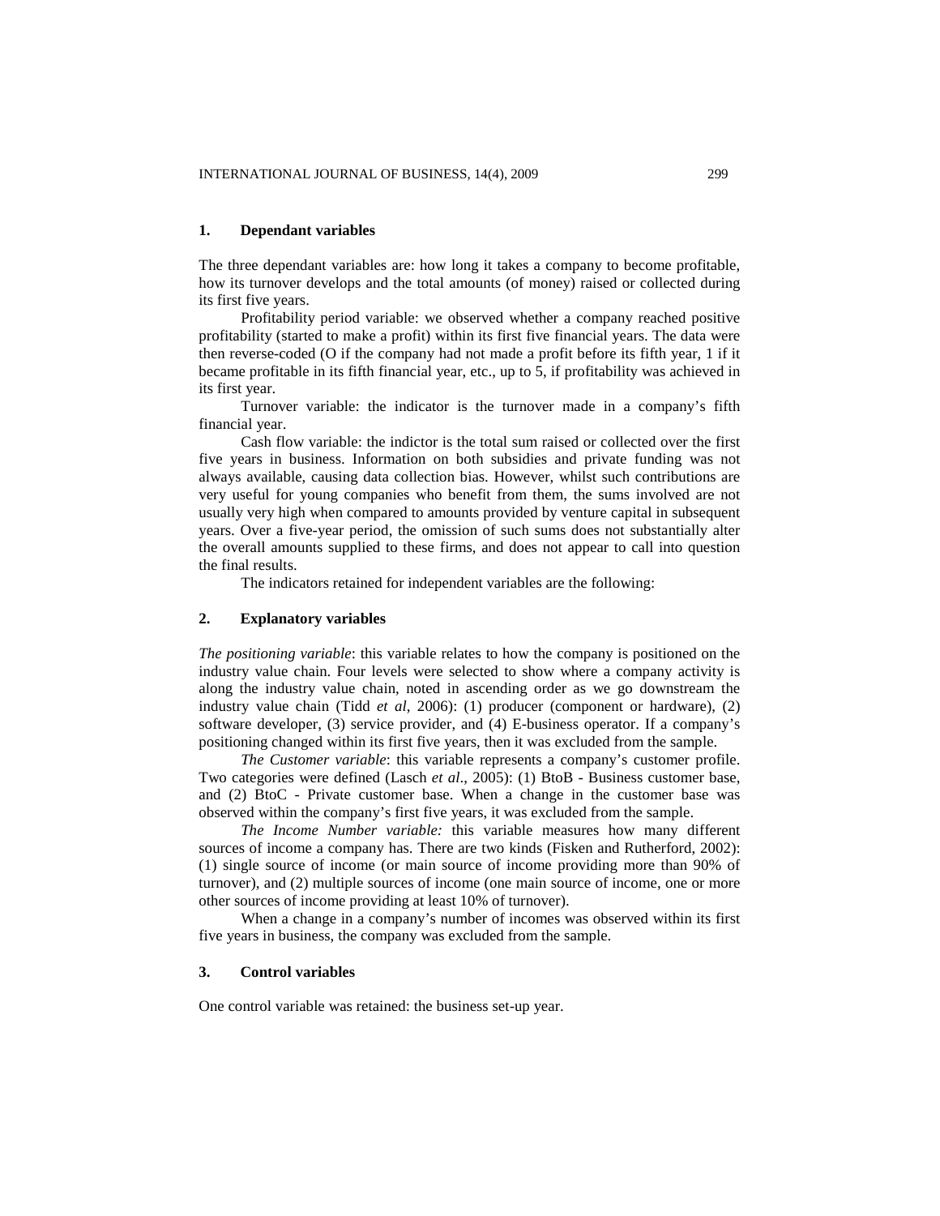## 1. Dependant variables

The three dependant variables are: how long it takes a company to become profitable, how its turnover develops and the total amounts (of money) raised or collected during its first five years.

Profitability period variable: we observed whether a company reached positive profitability (started to make a profit) within its first five financial years. The data were then reverse-coded (O if the company had not made a profit before its fifth year, 1 if it became profitable in its fifth financial year, etc., up to 5, if profitability was achieved in its first year.

Turnover variable: the indicator is the turnover made in a company's fifth financial year.

Cash flow variable: the indictor is the total sum raised or collected over the first five years in business. Information on both subsidies and private funding was not always available, causing data collection bias. However, whilst such contributions are very useful for young companies who benefit from them, the sums involved are not usually very high when compared to amounts provided by venture capital in subsequent years. Over a five-year period, the omission of such sums does not substantially alter the overall amounts supplied to these firms, and does not appear to call into question the final results.

The indicators retained for independent variables are the following:

## 2. Explanatory variables

*The positioning variable*: this variable relates to how the company is positioned on the industry value chain. Four levels were selected to show where a company activity is along the industry value chain, noted in ascending order as we go downstream the industry value chain (Tidd *et al*, 2006): (1) producer (component or hardware), (2) software developer, (3) service provider, and (4) E-business operator. If a company's positioning changed within its first five years, then it was excluded from the sample.

*The Customer variable*: this variable represents a company's customer profile. Two categories were defined (Lasch *et al*., 2005): (1) BtoB - Business customer base, and (2) BtoC - Private customer base. When a change in the customer base was observed within the company's first five years, it was excluded from the sample.

*The Income Number variable:* this variable measures how many different sources of income a company has. There are two kinds (Fisken and Rutherford, 2002): (1) single source of income (or main source of income providing more than 90% of turnover), and (2) multiple sources of income (one main source of income, one or more other sources of income providing at least 10% of turnover).

When a change in a company's number of incomes was observed within its first five years in business, the company was excluded from the sample.

## 3. Control variables

One control variable was retained: the business set-up year.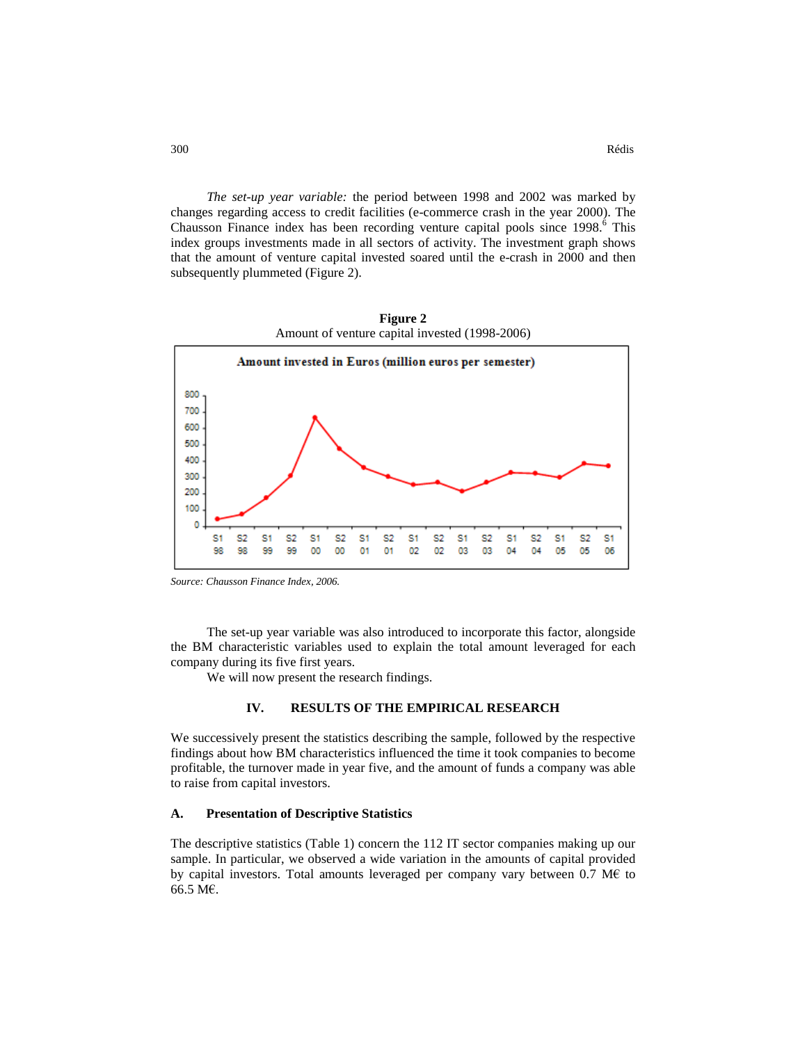*The set-up year variable:* the period between 1998 and 2002 was marked by changes regarding access to credit facilities (e-commerce crash in the year 2000). The Chausson Finance index has been recording venture capital pools since 1998.[6] This index groups investments made in all sectors of activity. The investment graph shows that the amount of venture capital invested soared until the e-crash in 2000 and then subsequently plummeted (Figure 2).

**Figure 2**
Amount of venture capital invested (1998-2006)

*Source: Chausson Finance Index, 2006.*

The set-up year variable was also introduced to incorporate this factor, alongside the BM characteristic variables used to explain the total amount leveraged for each company during its five first years.

We will now present the research findings.

## IV. RESULTS OF THE EMPIRICAL RESEARCH

We successively present the statistics describing the sample, followed by the respective findings about how BM characteristics influenced the time it took companies to become profitable, the turnover made in year five, and the amount of funds a company was able to raise from capital investors.

### A. Presentation of Descriptive Statistics

The descriptive statistics (Table 1) concern the 112 IT sector companies making up our sample. In particular, we observed a wide variation in the amounts of capital provided by capital investors. Total amounts leveraged per company vary between 0.7 M€ to 66.5 M€.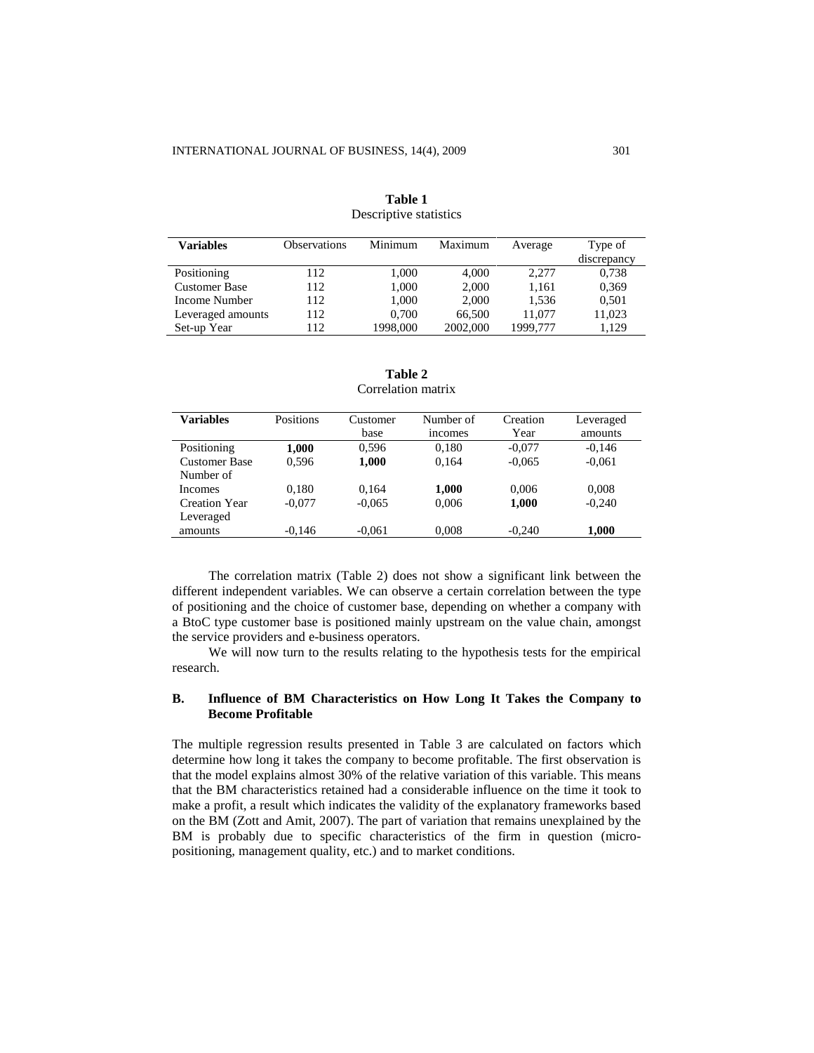**Table 1**
Descriptive statistics

| Variables | Observations | Minimum | Maximum | Average | Type of discrepancy |
|---|---|---|---|---|---|
| Positioning | 112 | 1,000 | 4,000 | 2,277 | 0,738 |
| Customer Base | 112 | 1,000 | 2,000 | 1,161 | 0,369 |
| Income Number | 112 | 1,000 | 2,000 | 1,536 | 0,501 |
| Leveraged amounts | 112 | 0,700 | 66,500 | 11,077 | 11,023 |
| Set-up Year | 112 | 1998,000 | 2002,000 | 1999,777 | 1,129 |

**Table 2**
Correlation matrix

| Variables | Positions | Customer base | Number of incomes | Creation Year | Leveraged amounts |
|---|---|---|---|---|---|
| Positioning | **1,000** | 0,596 | 0,180 | -0,077 | -0,146 |
| Customer Base | 0,596 | **1,000** | 0,164 | -0,065 | -0,061 |
| Number of Incomes | 0,180 | 0,164 | **1,000** | 0,006 | 0,008 |
| Creation Year | -0,077 | -0,065 | 0,006 | **1,000** | -0,240 |
| Leveraged amounts | -0,146 | -0,061 | 0,008 | -0,240 | **1,000** |

The correlation matrix (Table 2) does not show a significant link between the different independent variables. We can observe a certain correlation between the type of positioning and the choice of customer base, depending on whether a company with a BtoC type customer base is positioned mainly upstream on the value chain, amongst the service providers and e-business operators.

We will now turn to the results relating to the hypothesis tests for the empirical research.

### B. Influence of BM Characteristics on How Long It Takes the Company to Become Profitable

The multiple regression results presented in Table 3 are calculated on factors which determine how long it takes the company to become profitable. The first observation is that the model explains almost 30% of the relative variation of this variable. This means that the BM characteristics retained had a considerable influence on the time it took to make a profit, a result which indicates the validity of the explanatory frameworks based on the BM (Zott and Amit, 2007). The part of variation that remains unexplained by the BM is probably due to specific characteristics of the firm in question (micro-positioning, management quality, etc.) and to market conditions.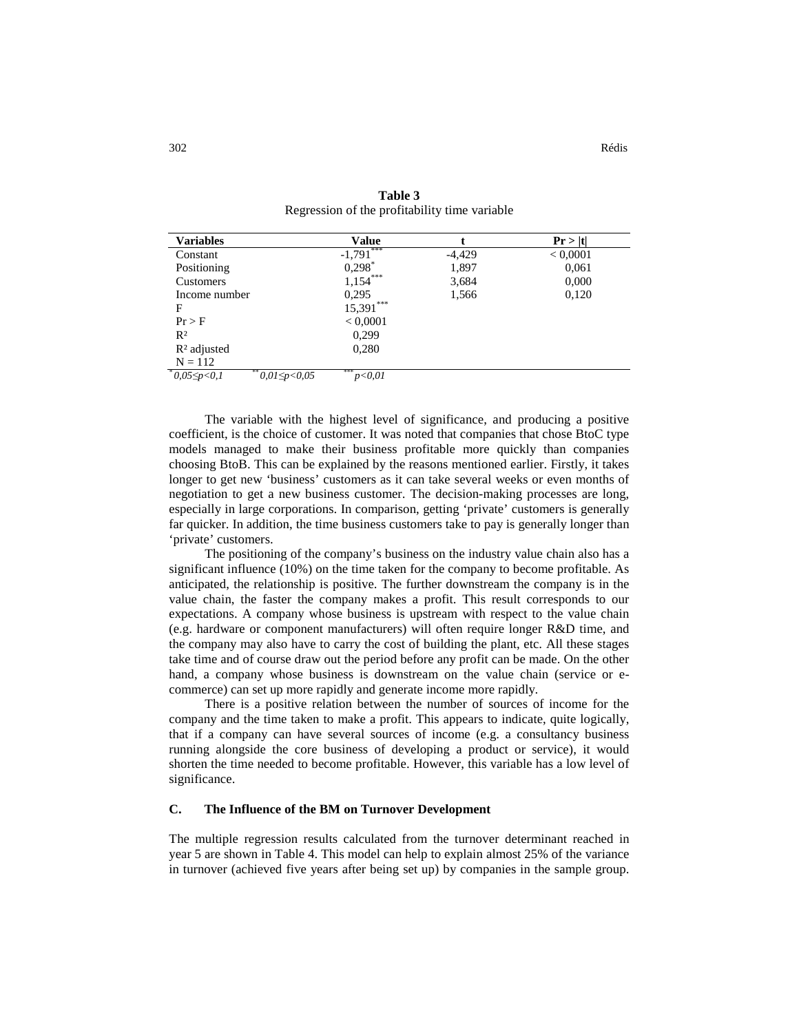**Table 3**
Regression of the profitability time variable

| Variables | Value | t | Pr > \|t\| |
|---|---|---|---|
| Constant | -1,791*** | -4,429 | < 0,0001 |
| Positioning | 0,298* | 1,897 | 0,061 |
| Customers | 1,154*** | 3,684 | 0,000 |
| Income number | 0,295 | 1,566 | 0,120 |
| F | 15,391*** | | |
| Pr > F | < 0,0001 | | |
| $R^2$ | 0,299 | | |
| $R^2$ adjusted | 0,280 | | |
| N = 112 | | | |

*0,05≤p<0,1 **0,01≤p<0,05 ***p<0,01

The variable with the highest level of significance, and producing a positive coefficient, is the choice of customer. It was noted that companies that chose BtoC type models managed to make their business profitable more quickly than companies choosing BtoB. This can be explained by the reasons mentioned earlier. Firstly, it takes longer to get new 'business' customers as it can take several weeks or even months of negotiation to get a new business customer. The decision-making processes are long, especially in large corporations. In comparison, getting 'private' customers is generally far quicker. In addition, the time business customers take to pay is generally longer than 'private' customers.

The positioning of the company's business on the industry value chain also has a significant influence (10%) on the time taken for the company to become profitable. As anticipated, the relationship is positive. The further downstream the company is in the value chain, the faster the company makes a profit. This result corresponds to our expectations. A company whose business is upstream with respect to the value chain (e.g. hardware or component manufacturers) will often require longer R&D time, and the company may also have to carry the cost of building the plant, etc. All these stages take time and of course draw out the period before any profit can be made. On the other hand, a company whose business is downstream on the value chain (service or e-commerce) can set up more rapidly and generate income more rapidly.

There is a positive relation between the number of sources of income for the company and the time taken to make a profit. This appears to indicate, quite logically, that if a company can have several sources of income (e.g. a consultancy business running alongside the core business of developing a product or service), it would shorten the time needed to become profitable. However, this variable has a low level of significance.

### C. The Influence of the BM on Turnover Development

The multiple regression results calculated from the turnover determinant reached in year 5 are shown in Table 4. This model can help to explain almost 25% of the variance in turnover (achieved five years after being set up) by companies in the sample group.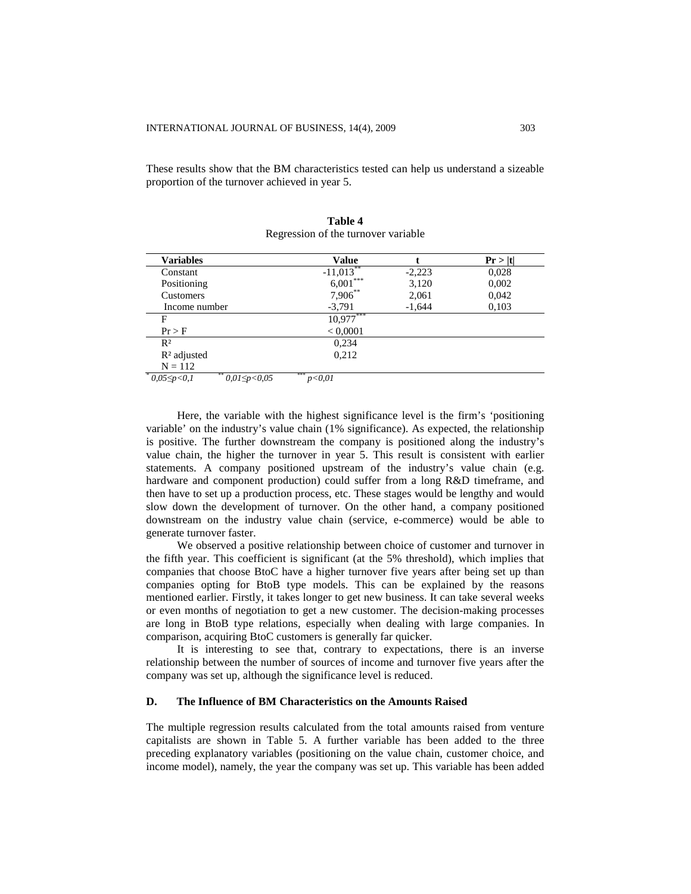These results show that the BM characteristics tested can help us understand a sizeable proportion of the turnover achieved in year 5.

**Table 4**
Regression of the turnover variable

| Variables | Value | t | Pr > \|t\| |
|---|---|---|---|
| Constant | -11,013** | -2,223 | 0,028 |
| Positioning | 6,001*** | 3,120 | 0,002 |
| Customers | 7,906** | 2,061 | 0,042 |
| Income number | -3,791 | -1,644 | 0,103 |
| F | 10,977*** | | |
| Pr > F | < 0,0001 | | |
| $R^2$ | 0,234 | | |
| $R^2$ adjusted | 0,212 | | |
| N = 112 | | | |

\* $0{,}05 \leq p < 0{,}1$ &nbsp;&nbsp; \*\* $0{,}01 \leq p < 0{,}05$ &nbsp;&nbsp; \*\*\* $p < 0{,}01$

Here, the variable with the highest significance level is the firm's 'positioning variable' on the industry's value chain (1% significance). As expected, the relationship is positive. The further downstream the company is positioned along the industry's value chain, the higher the turnover in year 5. This result is consistent with earlier statements. A company positioned upstream of the industry's value chain (e.g. hardware and component production) could suffer from a long R&D timeframe, and then have to set up a production process, etc. These stages would be lengthy and would slow down the development of turnover. On the other hand, a company positioned downstream on the industry value chain (service, e-commerce) would be able to generate turnover faster.

We observed a positive relationship between choice of customer and turnover in the fifth year. This coefficient is significant (at the 5% threshold), which implies that companies that choose BtoC have a higher turnover five years after being set up than companies opting for BtoB type models. This can be explained by the reasons mentioned earlier. Firstly, it takes longer to get new business. It can take several weeks or even months of negotiation to get a new customer. The decision-making processes are long in BtoB type relations, especially when dealing with large companies. In comparison, acquiring BtoC customers is generally far quicker.

It is interesting to see that, contrary to expectations, there is an inverse relationship between the number of sources of income and turnover five years after the company was set up, although the significance level is reduced.

### D. The Influence of BM Characteristics on the Amounts Raised

The multiple regression results calculated from the total amounts raised from venture capitalists are shown in Table 5. A further variable has been added to the three preceding explanatory variables (positioning on the value chain, customer choice, and income model), namely, the year the company was set up. This variable has been added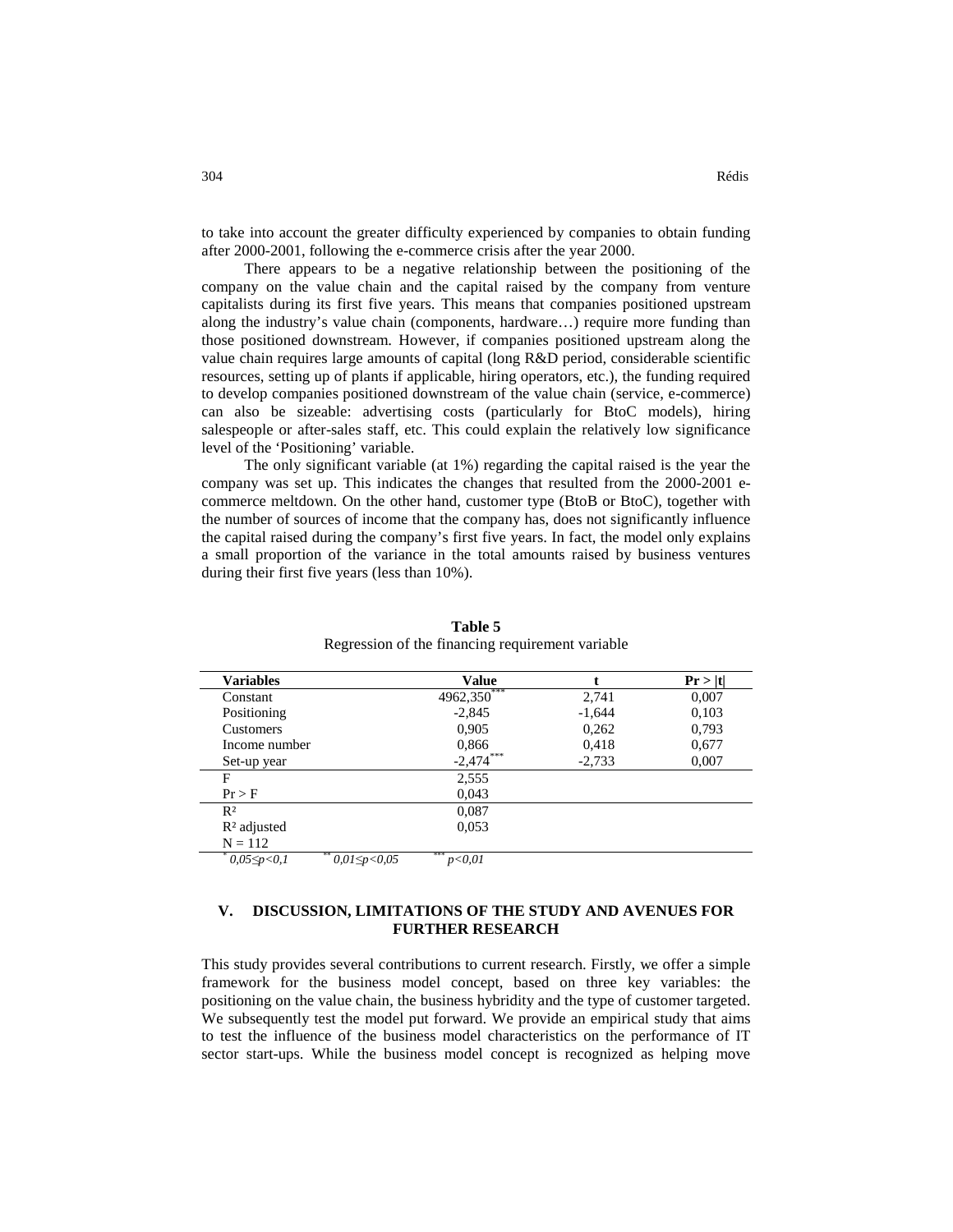to take into account the greater difficulty experienced by companies to obtain funding after 2000-2001, following the e-commerce crisis after the year 2000.

There appears to be a negative relationship between the positioning of the company on the value chain and the capital raised by the company from venture capitalists during its first five years. This means that companies positioned upstream along the industry's value chain (components, hardware…) require more funding than those positioned downstream. However, if companies positioned upstream along the value chain requires large amounts of capital (long R&D period, considerable scientific resources, setting up of plants if applicable, hiring operators, etc.), the funding required to develop companies positioned downstream of the value chain (service, e-commerce) can also be sizeable: advertising costs (particularly for BtoC models), hiring salespeople or after-sales staff, etc. This could explain the relatively low significance level of the 'Positioning' variable.

The only significant variable (at 1%) regarding the capital raised is the year the company was set up. This indicates the changes that resulted from the 2000-2001 e-commerce meltdown. On the other hand, customer type (BtoB or BtoC), together with the number of sources of income that the company has, does not significantly influence the capital raised during the company's first five years. In fact, the model only explains a small proportion of the variance in the total amounts raised by business ventures during their first five years (less than 10%).

**Table 5**
Regression of the financing requirement variable

| Variables | Value | t | Pr > \|t\| |
|---|---|---|---|
| Constant | 4962,350*** | 2,741 | 0,007 |
| Positioning | -2,845 | -1,644 | 0,103 |
| Customers | 0,905 | 0,262 | 0,793 |
| Income number | 0,866 | 0,418 | 0,677 |
| Set-up year | -2,474*** | -2,733 | 0,007 |
| F | 2,555 | | |
| Pr > F | 0,043 | | |
| R² | 0,087 | | |
| R² adjusted | 0,053 | | |
| N = 112 | | | |

*\* 0,05≤p<0,1   \*\* 0,01≤p<0,05   \*\*\* p<0,01*

## V. DISCUSSION, LIMITATIONS OF THE STUDY AND AVENUES FOR FURTHER RESEARCH

This study provides several contributions to current research. Firstly, we offer a simple framework for the business model concept, based on three key variables: the positioning on the value chain, the business hybridity and the type of customer targeted. We subsequently test the model put forward. We provide an empirical study that aims to test the influence of the business model characteristics on the performance of IT sector start-ups. While the business model concept is recognized as helping move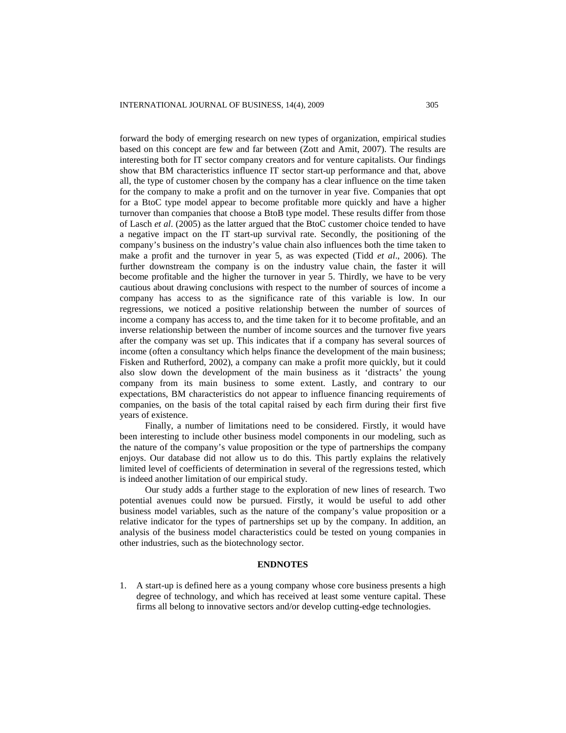forward the body of emerging research on new types of organization, empirical studies based on this concept are few and far between (Zott and Amit, 2007). The results are interesting both for IT sector company creators and for venture capitalists. Our findings show that BM characteristics influence IT sector start-up performance and that, above all, the type of customer chosen by the company has a clear influence on the time taken for the company to make a profit and on the turnover in year five. Companies that opt for a BtoC type model appear to become profitable more quickly and have a higher turnover than companies that choose a BtoB type model. These results differ from those of Lasch *et al*. (2005) as the latter argued that the BtoC customer choice tended to have a negative impact on the IT start-up survival rate. Secondly, the positioning of the company's business on the industry's value chain also influences both the time taken to make a profit and the turnover in year 5, as was expected (Tidd *et al*., 2006). The further downstream the company is on the industry value chain, the faster it will become profitable and the higher the turnover in year 5. Thirdly, we have to be very cautious about drawing conclusions with respect to the number of sources of income a company has access to as the significance rate of this variable is low. In our regressions, we noticed a positive relationship between the number of sources of income a company has access to, and the time taken for it to become profitable, and an inverse relationship between the number of income sources and the turnover five years after the company was set up. This indicates that if a company has several sources of income (often a consultancy which helps finance the development of the main business; Fisken and Rutherford, 2002), a company can make a profit more quickly, but it could also slow down the development of the main business as it 'distracts' the young company from its main business to some extent. Lastly, and contrary to our expectations, BM characteristics do not appear to influence financing requirements of companies, on the basis of the total capital raised by each firm during their first five years of existence.

Finally, a number of limitations need to be considered. Firstly, it would have been interesting to include other business model components in our modeling, such as the nature of the company's value proposition or the type of partnerships the company enjoys. Our database did not allow us to do this. This partly explains the relatively limited level of coefficients of determination in several of the regressions tested, which is indeed another limitation of our empirical study.

Our study adds a further stage to the exploration of new lines of research. Two potential avenues could now be pursued. Firstly, it would be useful to add other business model variables, such as the nature of the company's value proposition or a relative indicator for the types of partnerships set up by the company. In addition, an analysis of the business model characteristics could be tested on young companies in other industries, such as the biotechnology sector.

## ENDNOTES

1. A start-up is defined here as a young company whose core business presents a high degree of technology, and which has received at least some venture capital. These firms all belong to innovative sectors and/or develop cutting-edge technologies.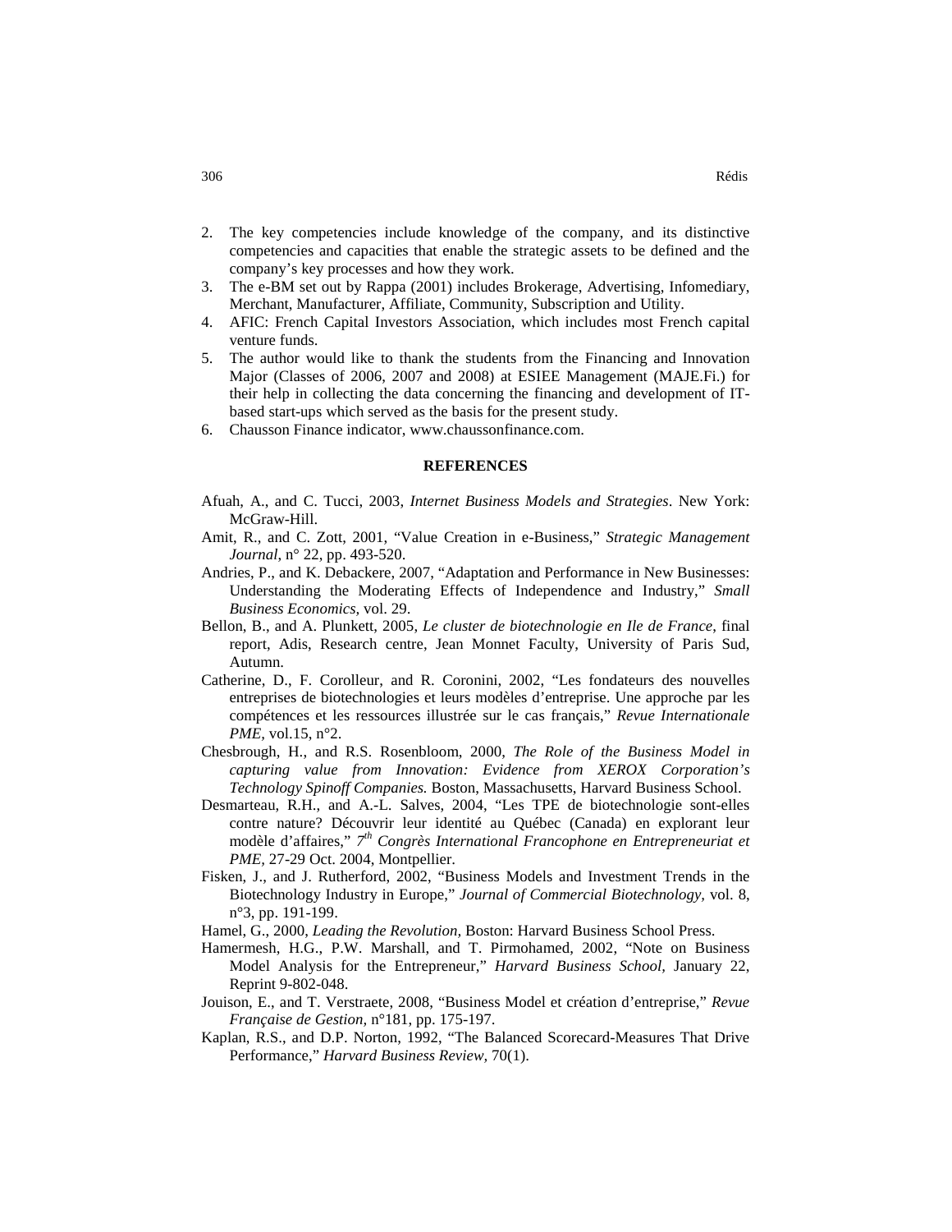2. The key competencies include knowledge of the company, and its distinctive competencies and capacities that enable the strategic assets to be defined and the company's key processes and how they work.
3. The e-BM set out by Rappa (2001) includes Brokerage, Advertising, Infomediary, Merchant, Manufacturer, Affiliate, Community, Subscription and Utility.
4. AFIC: French Capital Investors Association, which includes most French capital venture funds.
5. The author would like to thank the students from the Financing and Innovation Major (Classes of 2006, 2007 and 2008) at ESIEE Management (MAJE.Fi.) for their help in collecting the data concerning the financing and development of IT-based start-ups which served as the basis for the present study.
6. Chausson Finance indicator, www.chaussonfinance.com.

## REFERENCES

Afuah, A., and C. Tucci, 2003, *Internet Business Models and Strategies*. New York: McGraw-Hill.

Amit, R., and C. Zott, 2001, "Value Creation in e-Business," *Strategic Management Journal*, n° 22, pp. 493-520.

Andries, P., and K. Debackere, 2007, "Adaptation and Performance in New Businesses: Understanding the Moderating Effects of Independence and Industry," *Small Business Economics*, vol. 29.

Bellon, B., and A. Plunkett, 2005, *Le cluster de biotechnologie en Ile de France*, final report, Adis, Research centre, Jean Monnet Faculty, University of Paris Sud, Autumn.

Catherine, D., F. Corolleur, and R. Coronini, 2002, "Les fondateurs des nouvelles entreprises de biotechnologies et leurs modèles d'entreprise. Une approche par les compétences et les ressources illustrée sur le cas français," *Revue Internationale PME*, vol.15, n°2.

Chesbrough, H., and R.S. Rosenbloom, 2000, *The Role of the Business Model in capturing value from Innovation: Evidence from XEROX Corporation's Technology Spinoff Companies.* Boston, Massachusetts, Harvard Business School.

Desmarteau, R.H., and A.-L. Salves, 2004, "Les TPE de biotechnologie sont-elles contre nature? Découvrir leur identité au Québec (Canada) en explorant leur modèle d'affaires," *7th Congrès International Francophone en Entrepreneuriat et PME*, 27-29 Oct. 2004, Montpellier.

Fisken, J., and J. Rutherford, 2002, "Business Models and Investment Trends in the Biotechnology Industry in Europe," *Journal of Commercial Biotechnology*, vol. 8, n°3, pp. 191-199.

Hamel, G., 2000, *Leading the Revolution*, Boston: Harvard Business School Press.

Hamermesh, H.G., P.W. Marshall, and T. Pirmohamed, 2002, "Note on Business Model Analysis for the Entrepreneur," *Harvard Business School*, January 22, Reprint 9-802-048.

Jouison, E., and T. Verstraete, 2008, "Business Model et création d'entreprise," *Revue Française de Gestion*, n°181, pp. 175-197.

Kaplan, R.S., and D.P. Norton, 1992, "The Balanced Scorecard-Measures That Drive Performance," *Harvard Business Review*, 70(1).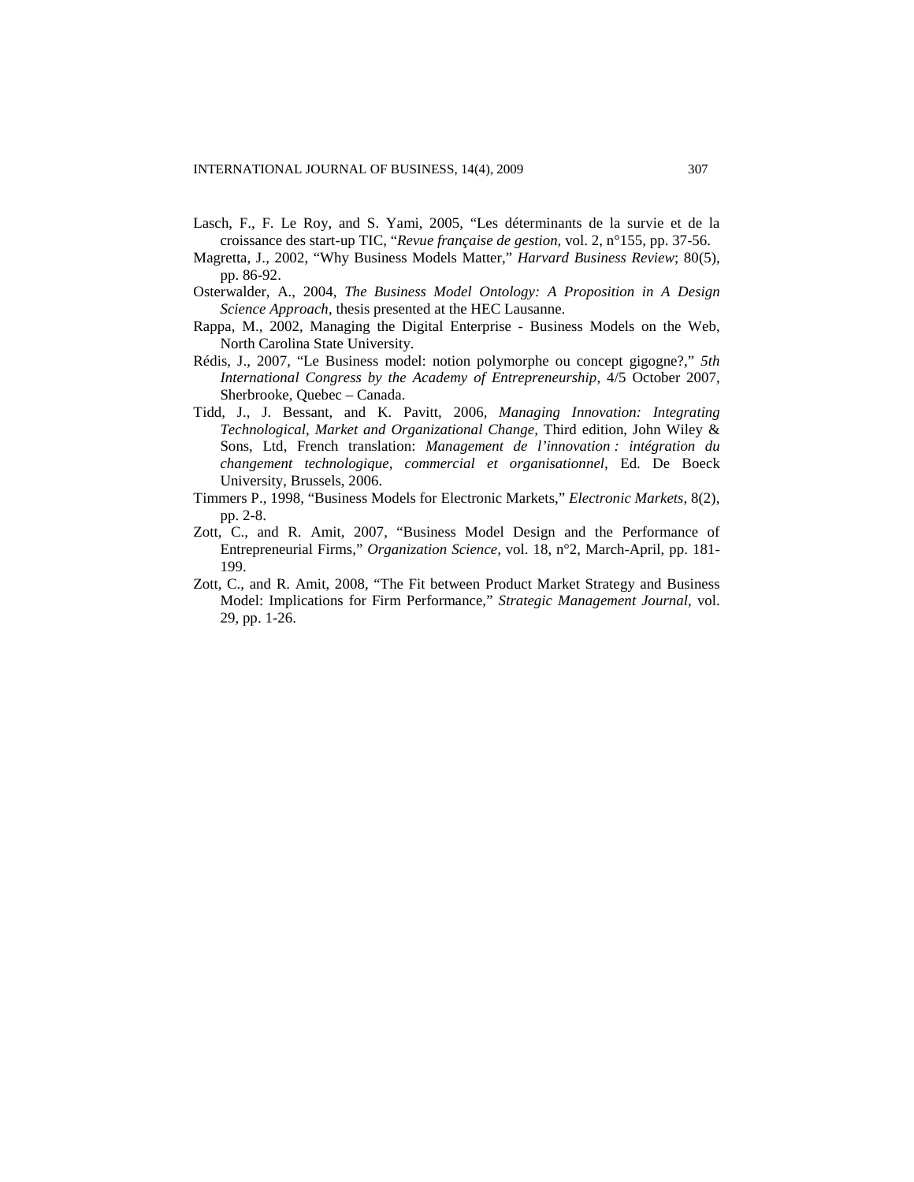Lasch, F., F. Le Roy, and S. Yami, 2005, "Les déterminants de la survie et de la croissance des start-up TIC, "*Revue française de gestion,* vol. 2, n°155, pp. 37-56.

Magretta, J., 2002, "Why Business Models Matter," *Harvard Business Review*; 80(5), pp. 86-92.

Osterwalder, A., 2004, *The Business Model Ontology: A Proposition in A Design Science Approach,* thesis presented at the HEC Lausanne.

Rappa, M., 2002, Managing the Digital Enterprise - Business Models on the Web, North Carolina State University.

Rédis, J., 2007, "Le Business model: notion polymorphe ou concept gigogne?," *5th International Congress by the Academy of Entrepreneurship*, 4/5 October 2007, Sherbrooke, Quebec – Canada.

Tidd, J., J. Bessant, and K. Pavitt, 2006, *Managing Innovation: Integrating Technological, Market and Organizational Change,* Third edition, John Wiley & Sons, Ltd, French translation: *Management de l'innovation : intégration du changement technologique, commercial et organisationnel,* Ed. De Boeck University, Brussels, 2006.

Timmers P., 1998, "Business Models for Electronic Markets," *Electronic Markets,* 8(2), pp. 2-8.

Zott, C., and R. Amit, 2007, "Business Model Design and the Performance of Entrepreneurial Firms," *Organization Science,* vol. 18, n°2, March-April, pp. 181-199.

Zott, C., and R. Amit, 2008, "The Fit between Product Market Strategy and Business Model: Implications for Firm Performance," *Strategic Management Journal,* vol. 29, pp. 1-26.